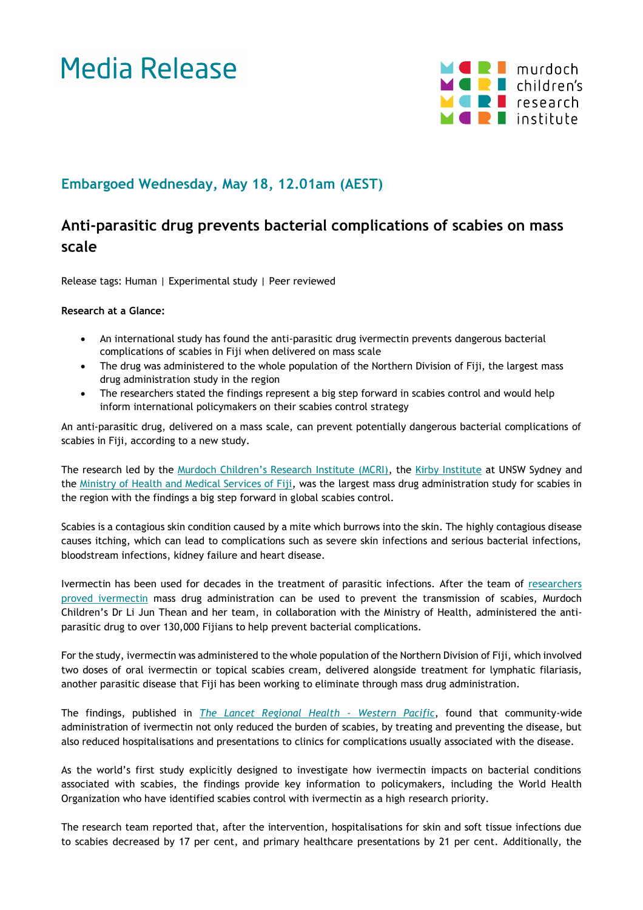# Media Release

murdoch children's research institute

## Embargoed Wednesday, May 18, 12.01am (AEST)

## Anti-parasitic drug prevents bacterial complications of scabies on mass scale

Release tags: Human | Experimental study | Peer reviewed

**Research at a Glance:**

- An international study has found the anti-parasitic drug ivermectin prevents dangerous bacterial complications of scabies in Fiji when delivered on mass scale
- The drug was administered to the whole population of the Northern Division of Fiji, the largest mass drug administration study in the region
- The researchers stated the findings represent a big step forward in scabies control and would help inform international policymakers on their scabies control strategy

An anti-parasitic drug, delivered on a mass scale, can prevent potentially dangerous bacterial complications of scabies in Fiji, according to a new study.

The research led by the Murdoch Children's Research Institute (MCRI), the Kirby Institute at UNSW Sydney and the Ministry of Health and Medical Services of Fiji, was the largest mass drug administration study for scabies in the region with the findings a big step forward in global scabies control.

Scabies is a contagious skin condition caused by a mite which burrows into the skin. The highly contagious disease causes itching, which can lead to complications such as severe skin infections and serious bacterial infections, bloodstream infections, kidney failure and heart disease.

Ivermectin has been used for decades in the treatment of parasitic infections. After the team of researchers proved ivermectin mass drug administration can be used to prevent the transmission of scabies, Murdoch Children's Dr Li Jun Thean and her team, in collaboration with the Ministry of Health, administered the anti-parasitic drug to over 130,000 Fijians to help prevent bacterial complications.

For the study, ivermectin was administered to the whole population of the Northern Division of Fiji, which involved two doses of oral ivermectin or topical scabies cream, delivered alongside treatment for lymphatic filariasis, another parasitic disease that Fiji has been working to eliminate through mass drug administration.

The findings, published in *The Lancet Regional Health - Western Pacific*, found that community-wide administration of ivermectin not only reduced the burden of scabies, by treating and preventing the disease, but also reduced hospitalisations and presentations to clinics for complications usually associated with the disease.

As the world's first study explicitly designed to investigate how ivermectin impacts on bacterial conditions associated with scabies, the findings provide key information to policymakers, including the World Health Organization who have identified scabies control with ivermectin as a high research priority.

The research team reported that, after the intervention, hospitalisations for skin and soft tissue infections due to scabies decreased by 17 per cent, and primary healthcare presentations by 21 per cent. Additionally, the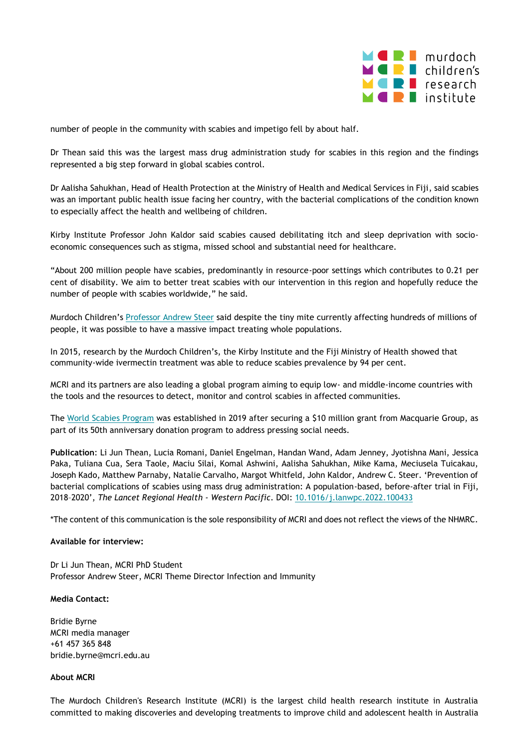number of people in the community with scabies and impetigo fell by about half.

Dr Thean said this was the largest mass drug administration study for scabies in this region and the findings represented a big step forward in global scabies control.

Dr Aalisha Sahukhan, Head of Health Protection at the Ministry of Health and Medical Services in Fiji, said scabies was an important public health issue facing her country, with the bacterial complications of the condition known to especially affect the health and wellbeing of children.

Kirby Institute Professor John Kaldor said scabies caused debilitating itch and sleep deprivation with socio-economic consequences such as stigma, missed school and substantial need for healthcare.

"About 200 million people have scabies, predominantly in resource-poor settings which contributes to 0.21 per cent of disability. We aim to better treat scabies with our intervention in this region and hopefully reduce the number of people with scabies worldwide," he said.

Murdoch Children's Professor Andrew Steer said despite the tiny mite currently affecting hundreds of millions of people, it was possible to have a massive impact treating whole populations.

In 2015, research by the Murdoch Children's, the Kirby Institute and the Fiji Ministry of Health showed that community-wide ivermectin treatment was able to reduce scabies prevalence by 94 per cent.

MCRI and its partners are also leading a global program aiming to equip low- and middle-income countries with the tools and the resources to detect, monitor and control scabies in affected communities.

The World Scabies Program was established in 2019 after securing a $10 million grant from Macquarie Group, as part of its 50th anniversary donation program to address pressing social needs.

**Publication**: Li Jun Thean, Lucia Romani, Daniel Engelman, Handan Wand, Adam Jenney, Jyotishna Mani, Jessica Paka, Tuliana Cua, Sera Taole, Maciu Silai, Komal Ashwini, Aalisha Sahukhan, Mike Kama, Meciusela Tuicakau, Joseph Kado, Matthew Parnaby, Natalie Carvalho, Margot Whitfeld, John Kaldor, Andrew C. Steer. 'Prevention of bacterial complications of scabies using mass drug administration: A population-based, before-after trial in Fiji, 2018–2020', *The Lancet Regional Health - Western Pacific*. DOI: 10.1016/j.lanwpc.2022.100433

*The content of this communication is the sole responsibility of MCRI and does not reflect the views of the NHMRC.

**Available for interview:**

Dr Li Jun Thean, MCRI PhD Student
Professor Andrew Steer, MCRI Theme Director Infection and Immunity

**Media Contact:**

Bridie Byrne
MCRI media manager
+61 457 365 848
bridie.byrne@mcri.edu.au

**About MCRI**

The Murdoch Children's Research Institute (MCRI) is the largest child health research institute in Australia committed to making discoveries and developing treatments to improve child and adolescent health in Australia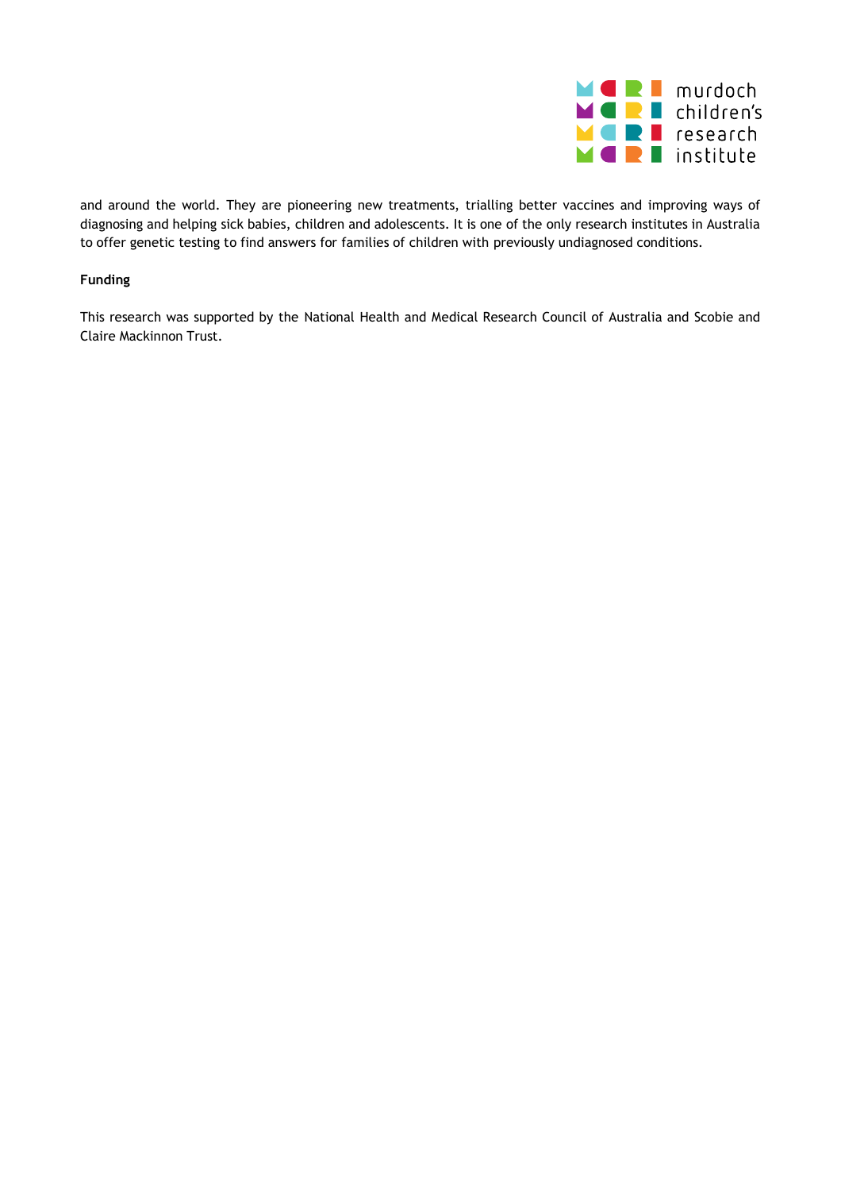and around the world. They are pioneering new treatments, trialling better vaccines and improving ways of diagnosing and helping sick babies, children and adolescents. It is one of the only research institutes in Australia to offer genetic testing to find answers for families of children with previously undiagnosed conditions.

**Funding**

This research was supported by the National Health and Medical Research Council of Australia and Scobie and Claire Mackinnon Trust.